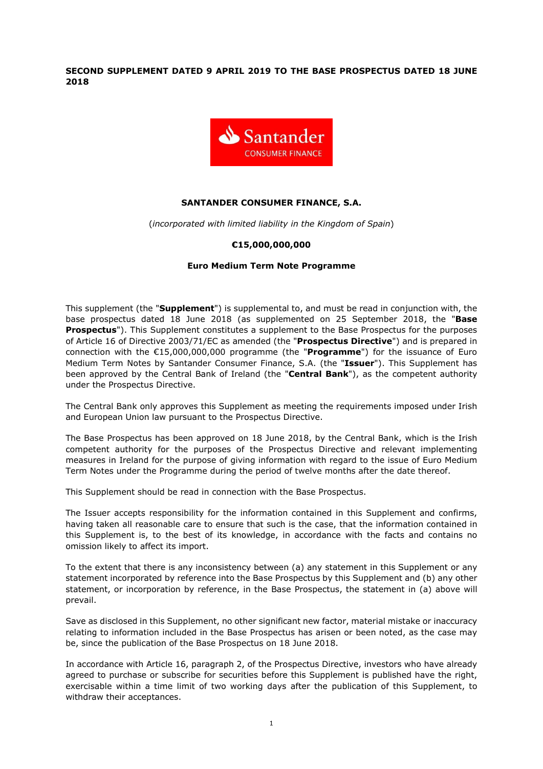**SECOND SUPPLEMENT DATED 9 APRIL 2019 TO THE BASE PROSPECTUS DATED 18 JUNE 2018**

**SANTANDER CONSUMER FINANCE, S.A.**

(*incorporated with limited liability in the Kingdom of Spain*)

**€15,000,000,000**

**Euro Medium Term Note Programme**

This supplement (the "**Supplement**") is supplemental to, and must be read in conjunction with, the base prospectus dated 18 June 2018 (as supplemented on 25 September 2018, the "**Base Prospectus**"). This Supplement constitutes a supplement to the Base Prospectus for the purposes of Article 16 of Directive 2003/71/EC as amended (the "**Prospectus Directive**") and is prepared in connection with the €15,000,000,000 programme (the "**Programme**") for the issuance of Euro Medium Term Notes by Santander Consumer Finance, S.A. (the "**Issuer**"). This Supplement has been approved by the Central Bank of Ireland (the "**Central Bank**"), as the competent authority under the Prospectus Directive.

The Central Bank only approves this Supplement as meeting the requirements imposed under Irish and European Union law pursuant to the Prospectus Directive.

The Base Prospectus has been approved on 18 June 2018, by the Central Bank, which is the Irish competent authority for the purposes of the Prospectus Directive and relevant implementing measures in Ireland for the purpose of giving information with regard to the issue of Euro Medium Term Notes under the Programme during the period of twelve months after the date thereof.

This Supplement should be read in connection with the Base Prospectus.

The Issuer accepts responsibility for the information contained in this Supplement and confirms, having taken all reasonable care to ensure that such is the case, that the information contained in this Supplement is, to the best of its knowledge, in accordance with the facts and contains no omission likely to affect its import.

To the extent that there is any inconsistency between (a) any statement in this Supplement or any statement incorporated by reference into the Base Prospectus by this Supplement and (b) any other statement, or incorporation by reference, in the Base Prospectus, the statement in (a) above will prevail.

Save as disclosed in this Supplement, no other significant new factor, material mistake or inaccuracy relating to information included in the Base Prospectus has arisen or been noted, as the case may be, since the publication of the Base Prospectus on 18 June 2018.

In accordance with Article 16, paragraph 2, of the Prospectus Directive, investors who have already agreed to purchase or subscribe for securities before this Supplement is published have the right, exercisable within a time limit of two working days after the publication of this Supplement, to withdraw their acceptances.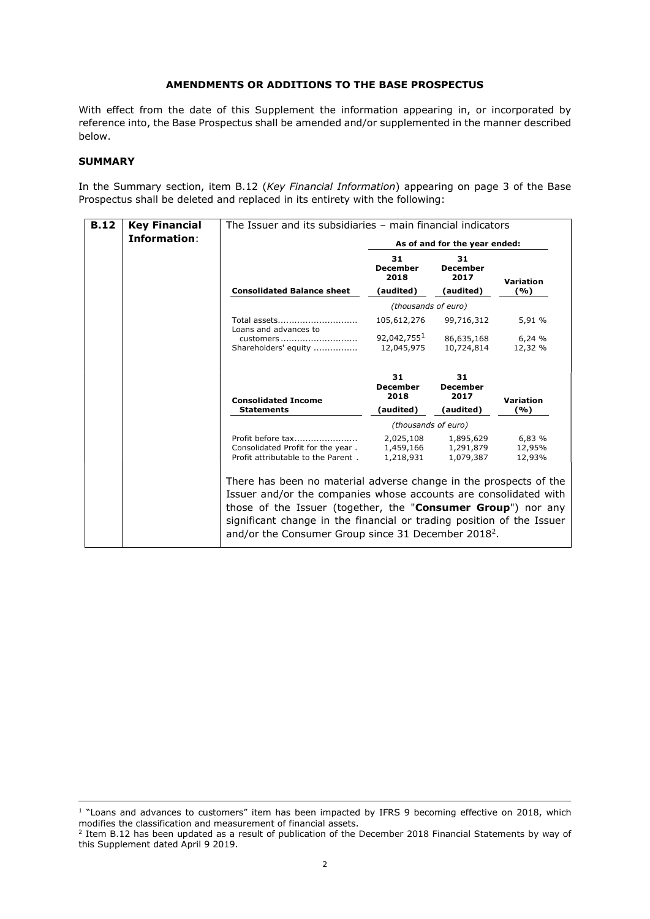## AMENDMENTS OR ADDITIONS TO THE BASE PROSPECTUS

With effect from the date of this Supplement the information appearing in, or incorporated by reference into, the Base Prospectus shall be amended and/or supplemented in the manner described below.

### SUMMARY

In the Summary section, item B.12 (*Key Financial Information*) appearing on page 3 of the Base Prospectus shall be deleted and replaced in its entirety with the following:

**B.12 Key Financial Information:**

The Issuer and its subsidiaries – main financial indicators

| | As of and for the year ended: | | |
|---|---|---|---|
| **Consolidated Balance sheet** | **31 December 2018 (audited)** | **31 December 2017 (audited)** | **Variation (%)** |
| | *(thousands of euro)* | | |
| Total assets............................ | 105,612,276 | 99,716,312 | 5,91 % |
| Loans and advances to customers........................... | 92,042,755[1] | 86,635,168 | 6,24 % |
| Shareholders' equity ............... | 12,045,975 | 10,724,814 | 12,32 % |

| **Consolidated Income Statements** | **31 December 2018 (audited)** | **31 December 2017 (audited)** | **Variation (%)** |
|---|---|---|---|
| | *(thousands of euro)* | | |
| Profit before tax...................... | 2,025,108 | 1,895,629 | 6,83 % |
| Consolidated Profit for the year . | 1,459,166 | 1,291,879 | 12,95% |
| Profit attributable to the Parent . | 1,218,931 | 1,079,387 | 12,93% |

There has been no material adverse change in the prospects of the Issuer and/or the companies whose accounts are consolidated with those of the Issuer (together, the "**Consumer Group**") nor any significant change in the financial or trading position of the Issuer and/or the Consumer Group since 31 December 2018[2].

---

[1] "Loans and advances to customers" item has been impacted by IFRS 9 becoming effective on 2018, which modifies the classification and measurement of financial assets.

[2] Item B.12 has been updated as a result of publication of the December 2018 Financial Statements by way of this Supplement dated April 9 2019.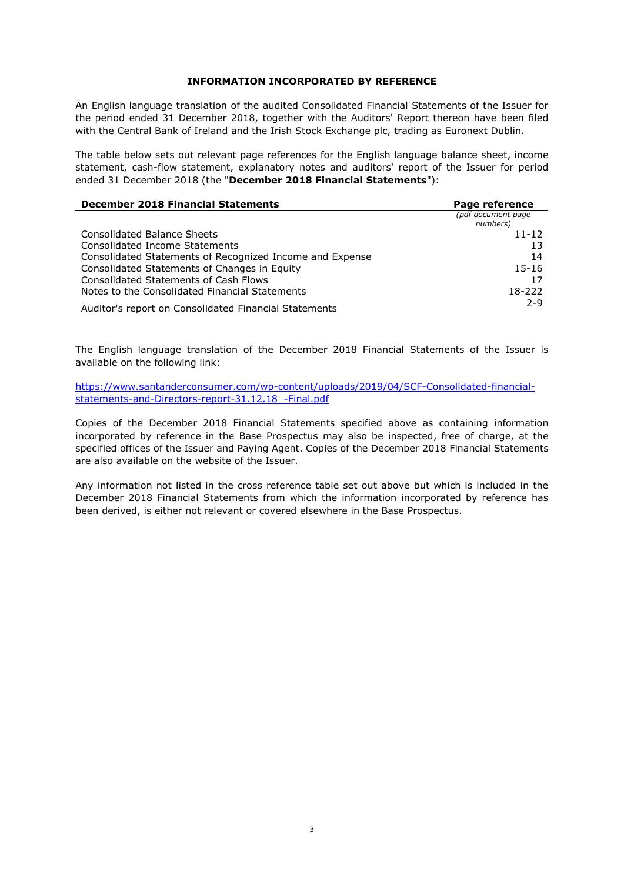## INFORMATION INCORPORATED BY REFERENCE

An English language translation of the audited Consolidated Financial Statements of the Issuer for the period ended 31 December 2018, together with the Auditors' Report thereon have been filed with the Central Bank of Ireland and the Irish Stock Exchange plc, trading as Euronext Dublin.

The table below sets out relevant page references for the English language balance sheet, income statement, cash-flow statement, explanatory notes and auditors' report of the Issuer for period ended 31 December 2018 (the "**December 2018 Financial Statements**"):

| **December 2018 Financial Statements** | **Page reference** *(pdf document page numbers)* |
|---|---|
| Consolidated Balance Sheets | 11-12 |
| Consolidated Income Statements | 13 |
| Consolidated Statements of Recognized Income and Expense | 14 |
| Consolidated Statements of Changes in Equity | 15-16 |
| Consolidated Statements of Cash Flows | 17 |
| Notes to the Consolidated Financial Statements | 18-222 |
| Auditor's report on Consolidated Financial Statements | 2-9 |

The English language translation of the December 2018 Financial Statements of the Issuer is available on the following link:

[https://www.santanderconsumer.com/wp-content/uploads/2019/04/SCF-Consolidated-financial-statements-and-Directors-report-31.12.18_-Final.pdf](https://www.santanderconsumer.com/wp-content/uploads/2019/04/SCF-Consolidated-financial-statements-and-Directors-report-31.12.18_-Final.pdf)

Copies of the December 2018 Financial Statements specified above as containing information incorporated by reference in the Base Prospectus may also be inspected, free of charge, at the specified offices of the Issuer and Paying Agent. Copies of the December 2018 Financial Statements are also available on the website of the Issuer.

Any information not listed in the cross reference table set out above but which is included in the December 2018 Financial Statements from which the information incorporated by reference has been derived, is either not relevant or covered elsewhere in the Base Prospectus.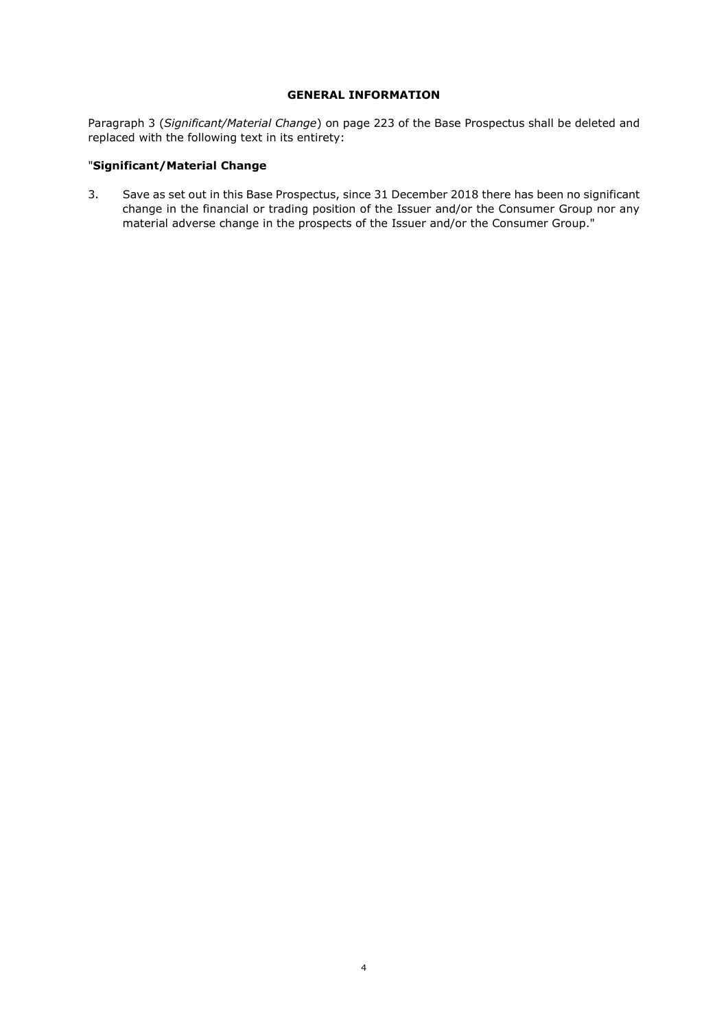## GENERAL INFORMATION

Paragraph 3 (*Significant/Material Change*) on page 223 of the Base Prospectus shall be deleted and replaced with the following text in its entirety:

"**Significant/Material Change**

3. Save as set out in this Base Prospectus, since 31 December 2018 there has been no significant change in the financial or trading position of the Issuer and/or the Consumer Group nor any material adverse change in the prospects of the Issuer and/or the Consumer Group."